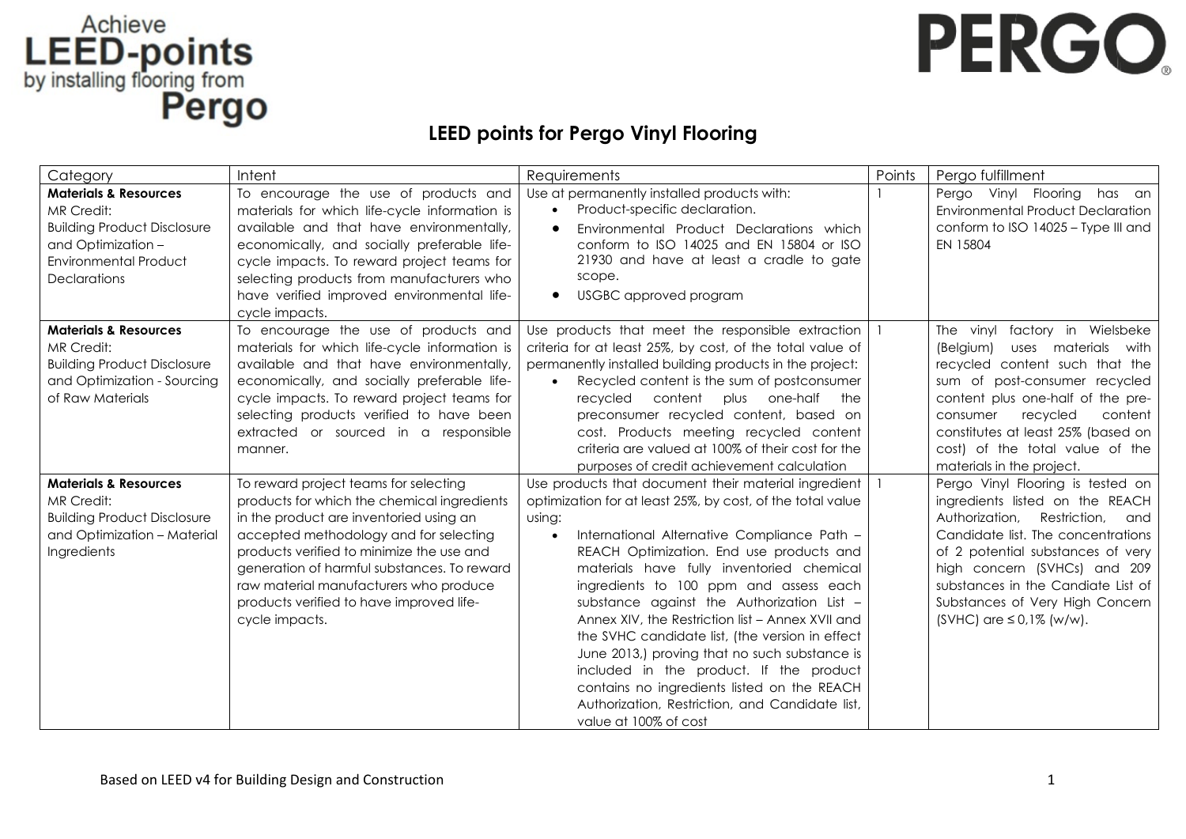Achieve
**LEED-points**
by installing flooring from
**Pergo**

**PERGO**

## LEED points for Pergo Vinyl Flooring

| Category | Intent | Requirements | Points | Pergo fulfillment |
|---|---|---|---|---|
| **Materials & Resources** MR Credit: Building Product Disclosure and Optimization – Environmental Product Declarations | To encourage the use of products and materials for which life-cycle information is available and that have environmentally, economically, and socially preferable life-cycle impacts. To reward project teams for selecting products from manufacturers who have verified improved environmental life-cycle impacts. | Use at permanently installed products with: <br>• Product-specific declaration. <br>• Environmental Product Declarations which conform to ISO 14025 and EN 15804 or ISO 21930 and have at least a cradle to gate scope. <br>• USGBC approved program | 1 | Pergo Vinyl Flooring has an Environmental Product Declaration conform to ISO 14025 – Type III and EN 15804 |
| **Materials & Resources** MR Credit: Building Product Disclosure and Optimization - Sourcing of Raw Materials | To encourage the use of products and materials for which life-cycle information is available and that have environmentally, economically, and socially preferable life-cycle impacts. To reward project teams for selecting products verified to have been extracted or sourced in a responsible manner. | Use products that meet the responsible extraction criteria for at least 25%, by cost, of the total value of permanently installed building products in the project: <br>• Recycled content is the sum of postconsumer recycled content plus one-half the preconsumer recycled content, based on cost. Products meeting recycled content criteria are valued at 100% of their cost for the purposes of credit achievement calculation | 1 | The vinyl factory in Wielsbeke (Belgium) uses materials with recycled content such that the sum of post-consumer recycled content plus one-half of the pre-consumer recycled content constitutes at least 25% (based on cost) of the total value of the materials in the project. |
| **Materials & Resources** MR Credit: Building Product Disclosure and Optimization – Material Ingredients | To reward project teams for selecting products for which the chemical ingredients in the product are inventoried using an accepted methodology and for selecting products verified to minimize the use and generation of harmful substances. To reward raw material manufacturers who produce products verified to have improved life-cycle impacts. | Use products that document their material ingredient optimization for at least 25%, by cost, of the total value using: <br>• International Alternative Compliance Path – REACH Optimization. End use products and materials have fully inventoried chemical ingredients to 100 ppm and assess each substance against the Authorization List – Annex XIV, the Restriction list – Annex XVII and the SVHC candidate list, (the version in effect June 2013,) proving that no such substance is included in the product. If the product contains no ingredients listed on the REACH Authorization, Restriction, and Candidate list, value at 100% of cost | 1 | Pergo Vinyl Flooring is tested on ingredients listed on the REACH Authorization, Restriction, and Candidate list. The concentrations of 2 potential substances of very high concern (SVHCs) and 209 substances in the Candiate List of Substances of Very High Concern (SVHC) are ≤ 0,1% (w/w). |

Based on LEED v4 for Building Design and Construction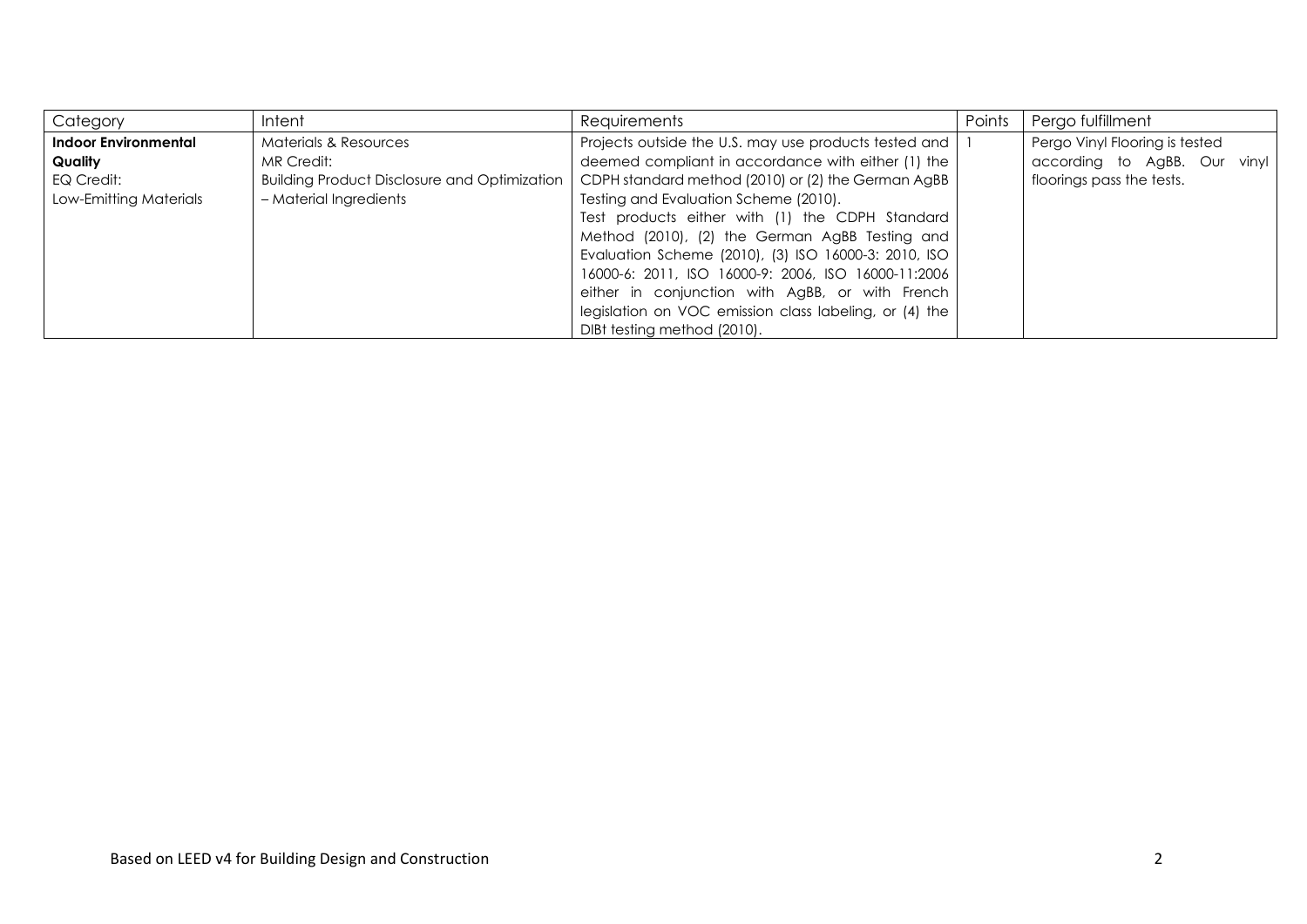| Category | Intent | Requirements | Points | Pergo fulfillment |
|---|---|---|---|---|
| **Indoor Environmental Quality**<br>EQ Credit:<br>Low-Emitting Materials | Materials & Resources<br>MR Credit:<br>Building Product Disclosure and Optimization – Material Ingredients | Projects outside the U.S. may use products tested and deemed compliant in accordance with either (1) the CDPH standard method (2010) or (2) the German AgBB Testing and Evaluation Scheme (2010).<br>Test products either with (1) the CDPH Standard Method (2010), (2) the German AgBB Testing and Evaluation Scheme (2010), (3) ISO 16000-3: 2010, ISO 16000-6: 2011, ISO 16000-9: 2006, ISO 16000-11:2006 either in conjunction with AgBB, or with French legislation on VOC emission class labeling, or (4) the DIBt testing method (2010). | 1 | Pergo Vinyl Flooring is tested according to AgBB. Our vinyl floorings pass the tests. |

Based on LEED v4 for Building Design and Construction